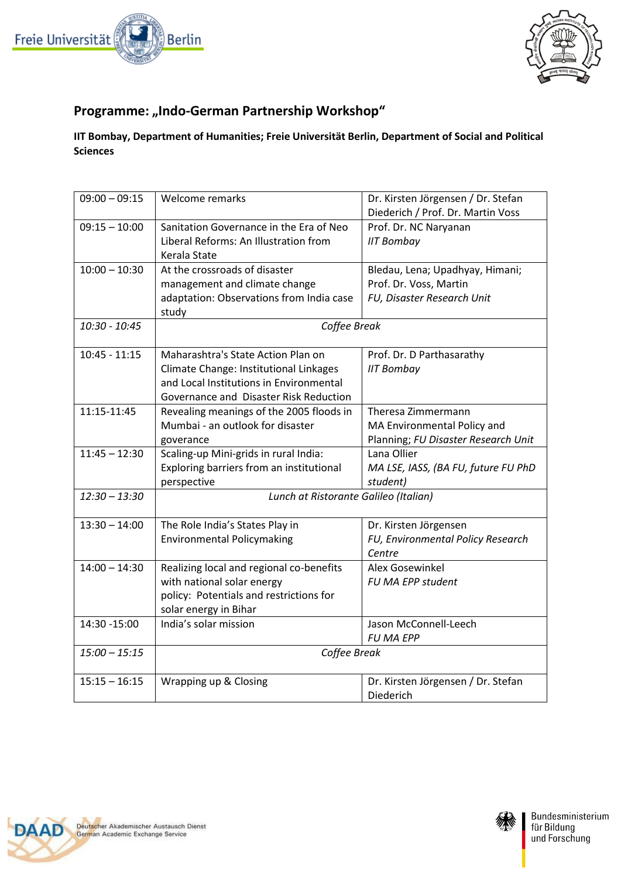# Programme: „Indo-German Partnership Workshop“

**IIT Bombay, Department of Humanities; Freie Universität Berlin, Department of Social and Political Sciences**

| | | |
|---|---|---|
| 09:00 – 09:15 | Welcome remarks | Dr. Kirsten Jörgensen / Dr. Stefan Diederich / Prof. Dr. Martin Voss |
| 09:15 – 10:00 | Sanitation Governance in the Era of Neo Liberal Reforms: An Illustration from Kerala State | Prof. Dr. NC Naryanan *IIT Bombay* |
| 10:00 – 10:30 | At the crossroads of disaster management and climate change adaptation: Observations from India case study | Bledau, Lena; Upadhyay, Himani; Prof. Dr. Voss, Martin *FU, Disaster Research Unit* |
| *10:30 - 10:45* | *Coffee Break* | |
| 10:45 - 11:15 | Maharashtra's State Action Plan on Climate Change: Institutional Linkages and Local Institutions in Environmental Governance and Disaster Risk Reduction | Prof. Dr. D Parthasarathy *IIT Bombay* |
| 11:15-11:45 | Revealing meanings of the 2005 floods in Mumbai - an outlook for disaster goverance | Theresa Zimmermann MA Environmental Policy and Planning; *FU Disaster Research Unit* |
| 11:45 – 12:30 | Scaling-up Mini-grids in rural India: Exploring barriers from an institutional perspective | Lana Ollier *MA LSE, IASS, (BA FU, future FU PhD student)* |
| *12:30 – 13:30* | *Lunch at Ristorante Galileo (Italian)* | |
| 13:30 – 14:00 | The Role India's States Play in Environmental Policymaking | Dr. Kirsten Jörgensen *FU, Environmental Policy Research Centre* |
| 14:00 – 14:30 | Realizing local and regional co-benefits with national solar energy policy: Potentials and restrictions for solar energy in Bihar | Alex Gosewinkel *FU MA EPP student* |
| 14:30 -15:00 | India's solar mission | Jason McConnell-Leech *FU MA EPP* |
| *15:00 – 15:15* | *Coffee Break* | |
| 15:15 – 16:15 | Wrapping up & Closing | Dr. Kirsten Jörgensen / Dr. Stefan Diederich |

DAAD Deutscher Akademischer Austausch Dienst German Academic Exchange Service

Bundesministerium für Bildung und Forschung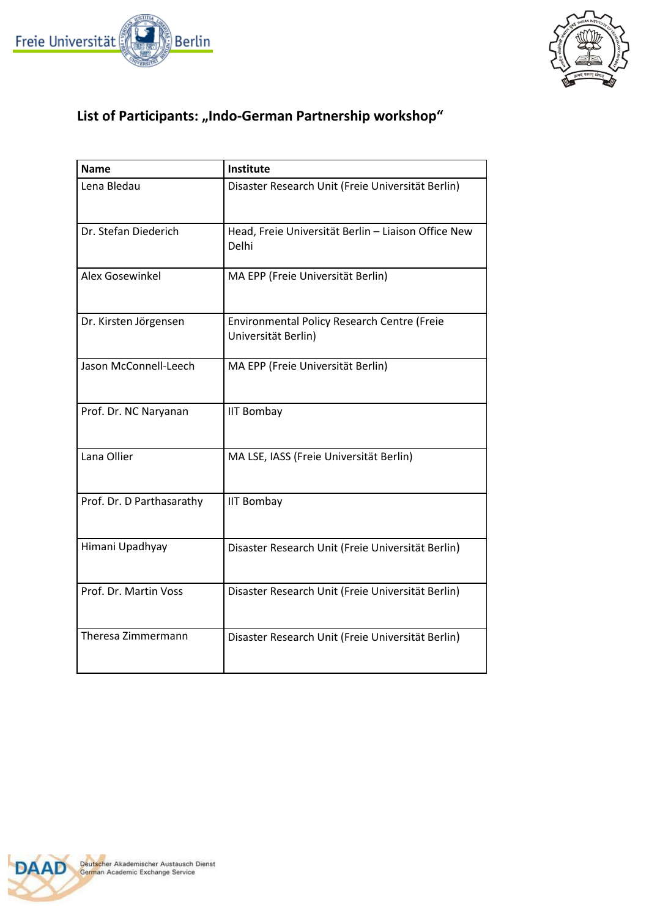## List of Participants: „Indo-German Partnership workshop“

| Name | Institute |
|---|---|
| Lena Bledau | Disaster Research Unit (Freie Universität Berlin) |
| Dr. Stefan Diederich | Head, Freie Universität Berlin – Liaison Office New Delhi |
| Alex Gosewinkel | MA EPP (Freie Universität Berlin) |
| Dr. Kirsten Jörgensen | Environmental Policy Research Centre (Freie Universität Berlin) |
| Jason McConnell-Leech | MA EPP (Freie Universität Berlin) |
| Prof. Dr. NC Naryanan | IIT Bombay |
| Lana Ollier | MA LSE, IASS (Freie Universität Berlin) |
| Prof. Dr. D Parthasarathy | IIT Bombay |
| Himani Upadhyay | Disaster Research Unit (Freie Universität Berlin) |
| Prof. Dr. Martin Voss | Disaster Research Unit (Freie Universität Berlin) |
| Theresa Zimmermann | Disaster Research Unit (Freie Universität Berlin) |